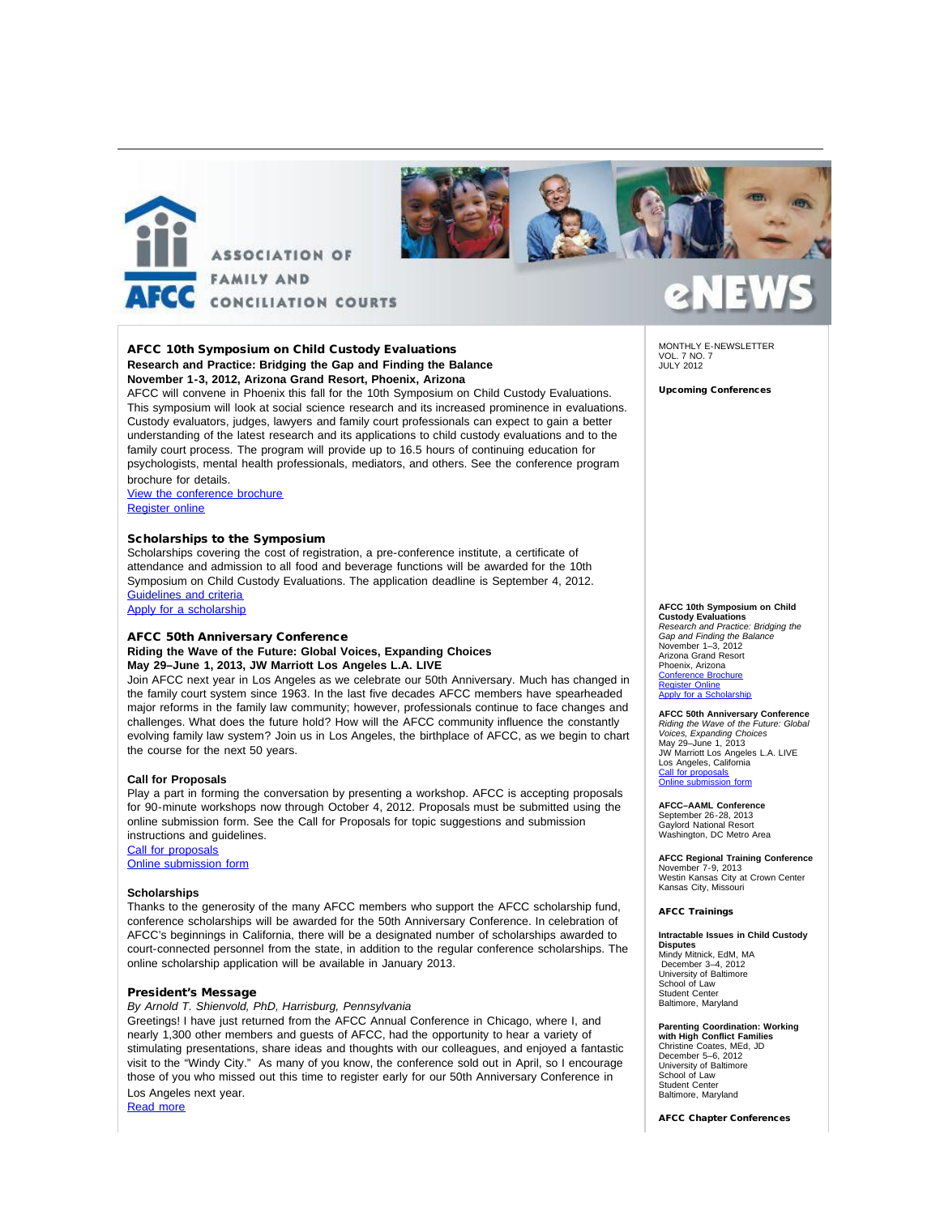ASSOCIATION OF FAMILY AND CONCILIATION COURTS

AFCC

eNEWS

MONTHLY E-NEWSLETTER
VOL. 7 NO. 7
JULY 2012

## AFCC 10th Symposium on Child Custody Evaluations

**Research and Practice: Bridging the Gap and Finding the Balance**
**November 1-3, 2012, Arizona Grand Resort, Phoenix, Arizona**

AFCC will convene in Phoenix this fall for the 10th Symposium on Child Custody Evaluations. This symposium will look at social science research and its increased prominence in evaluations. Custody evaluators, judges, lawyers and family court professionals can expect to gain a better understanding of the latest research and its applications to child custody evaluations and to the family court process. The program will provide up to 16.5 hours of continuing education for psychologists, mental health professionals, mediators, and others. See the conference program brochure for details.

View the conference brochure
Register online

## Scholarships to the Symposium

Scholarships covering the cost of registration, a pre-conference institute, a certificate of attendance and admission to all food and beverage functions will be awarded for the 10th Symposium on Child Custody Evaluations. The application deadline is September 4, 2012.

Guidelines and criteria
Apply for a scholarship

## AFCC 50th Anniversary Conference

**Riding the Wave of the Future: Global Voices, Expanding Choices**
**May 29–June 1, 2013, JW Marriott Los Angeles L.A. LIVE**

Join AFCC next year in Los Angeles as we celebrate our 50th Anniversary. Much has changed in the family court system since 1963. In the last five decades AFCC members have spearheaded major reforms in the family law community; however, professionals continue to face changes and challenges. What does the future hold? How will the AFCC community influence the constantly evolving family law system? Join us in Los Angeles, the birthplace of AFCC, as we begin to chart the course for the next 50 years.

### Call for Proposals

Play a part in forming the conversation by presenting a workshop. AFCC is accepting proposals for 90-minute workshops now through October 4, 2012. Proposals must be submitted using the online submission form. See the Call for Proposals for topic suggestions and submission instructions and guidelines.

Call for proposals
Online submission form

### Scholarships

Thanks to the generosity of the many AFCC members who support the AFCC scholarship fund, conference scholarships will be awarded for the 50th Anniversary Conference. In celebration of AFCC's beginnings in California, there will be a designated number of scholarships awarded to court-connected personnel from the state, in addition to the regular conference scholarships. The online scholarship application will be available in January 2013.

## President's Message

*By Arnold T. Shienvold, PhD, Harrisburg, Pennsylvania*

Greetings! I have just returned from the AFCC Annual Conference in Chicago, where I, and nearly 1,300 other members and guests of AFCC, had the opportunity to hear a variety of stimulating presentations, share ideas and thoughts with our colleagues, and enjoyed a fantastic visit to the "Windy City." As many of you know, the conference sold out in April, so I encourage those of you who missed out this time to register early for our 50th Anniversary Conference in Los Angeles next year.

Read more

---

## Upcoming Conferences

**AFCC 10th Symposium on Child Custody Evaluations**
*Research and Practice: Bridging the Gap and Finding the Balance*
November 1–3, 2012
Arizona Grand Resort
Phoenix, Arizona
Conference Brochure
Register Online
Apply for a Scholarship

**AFCC 50th Anniversary Conference**
*Riding the Wave of the Future: Global Voices, Expanding Choices*
May 29–June 1, 2013
JW Marriott Los Angeles L.A. LIVE
Los Angeles, California
Call for proposals
Online submission form

**AFCC–AAML Conference**
September 26-28, 2013
Gaylord National Resort
Washington, DC Metro Area

**AFCC Regional Training Conference**
November 7-9, 2013
Westin Kansas City at Crown Center
Kansas City, Missouri

## AFCC Trainings

**Intractable Issues in Child Custody Disputes**
Mindy Mitnick, EdM, MA
December 3–4, 2012
University of Baltimore
School of Law
Student Center
Baltimore, Maryland

**Parenting Coordination: Working with High Conflict Families**
Christine Coates, MEd, JD
December 5–6, 2012
University of Baltimore
School of Law
Student Center
Baltimore, Maryland

## AFCC Chapter Conferences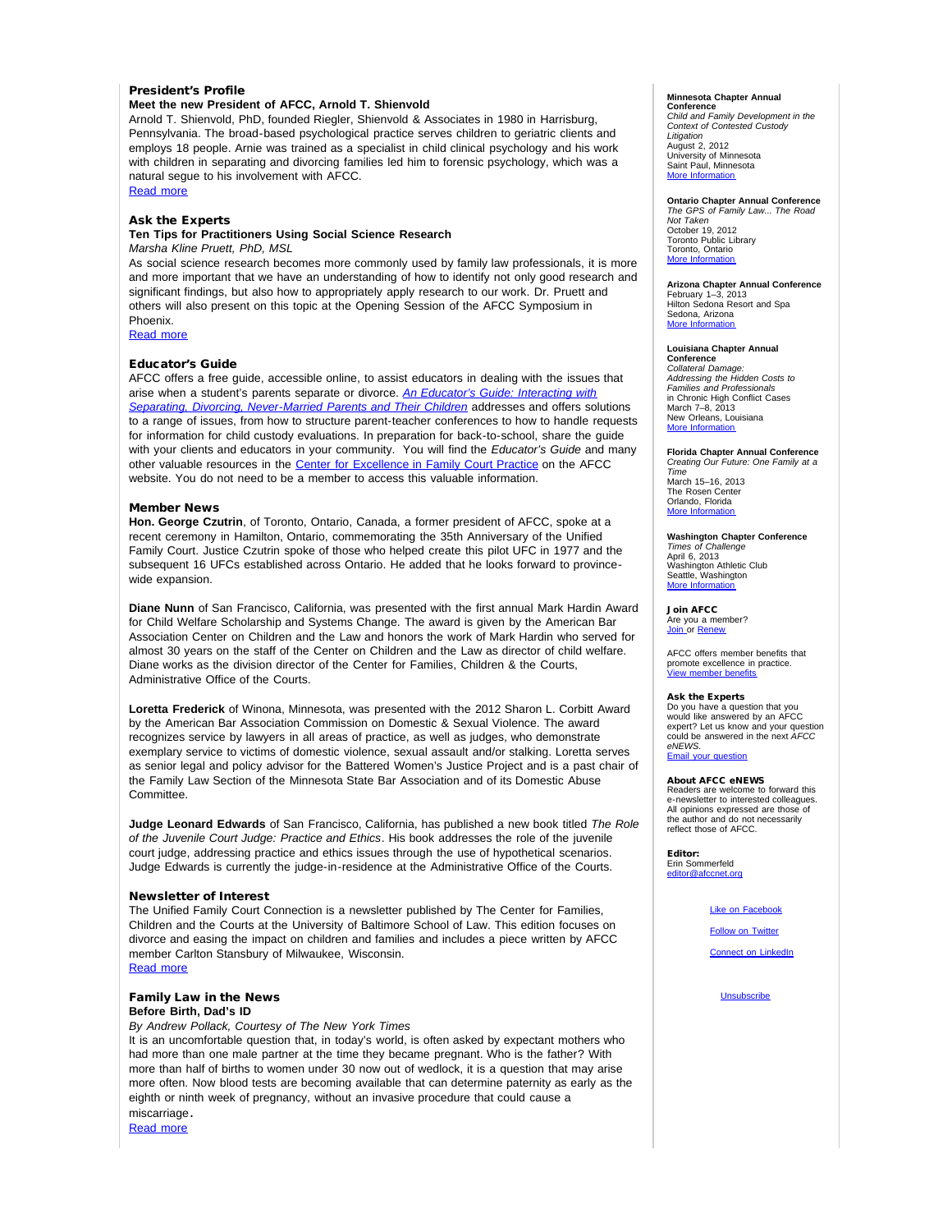## President's Profile

### Meet the new President of AFCC, Arnold T. Shienvold

Arnold T. Shienvold, PhD, founded Riegler, Shienvold & Associates in 1980 in Harrisburg, Pennsylvania. The broad-based psychological practice serves children to geriatric clients and employs 18 people. Arnie was trained as a specialist in child clinical psychology and his work with children in separating and divorcing families led him to forensic psychology, which was a natural segue to his involvement with AFCC.

Read more

## Ask the Experts

### Ten Tips for Practitioners Using Social Science Research

*Marsha Kline Pruett, PhD, MSL*

As social science research becomes more commonly used by family law professionals, it is more and more important that we have an understanding of how to identify not only good research and significant findings, but also how to appropriately apply research to our work. Dr. Pruett and others will also present on this topic at the Opening Session of the AFCC Symposium in Phoenix.

Read more

## Educator's Guide

AFCC offers a free guide, accessible online, to assist educators in dealing with the issues that arise when a student's parents separate or divorce. *An Educator's Guide: Interacting with Separating, Divorcing, Never-Married Parents and Their Children* addresses and offers solutions to a range of issues, from how to structure parent-teacher conferences to how to handle requests for information for child custody evaluations. In preparation for back-to-school, share the guide with your clients and educators in your community. You will find the *Educator's Guide* and many other valuable resources in the Center for Excellence in Family Court Practice on the AFCC website. You do not need to be a member to access this valuable information.

## Member News

**Hon. George Czutrin**, of Toronto, Ontario, Canada, a former president of AFCC, spoke at a recent ceremony in Hamilton, Ontario, commemorating the 35th Anniversary of the Unified Family Court. Justice Czutrin spoke of those who helped create this pilot UFC in 1977 and the subsequent 16 UFCs established across Ontario. He added that he looks forward to province-wide expansion.

**Diane Nunn** of San Francisco, California, was presented with the first annual Mark Hardin Award for Child Welfare Scholarship and Systems Change. The award is given by the American Bar Association Center on Children and the Law and honors the work of Mark Hardin who served for almost 30 years on the staff of the Center on Children and the Law as director of child welfare. Diane works as the division director of the Center for Families, Children & the Courts, Administrative Office of the Courts.

**Loretta Frederick** of Winona, Minnesota, was presented with the 2012 Sharon L. Corbitt Award by the American Bar Association Commission on Domestic & Sexual Violence. The award recognizes service by lawyers in all areas of practice, as well as judges, who demonstrate exemplary service to victims of domestic violence, sexual assault and/or stalking. Loretta serves as senior legal and policy advisor for the Battered Women's Justice Project and is a past chair of the Family Law Section of the Minnesota State Bar Association and of its Domestic Abuse Committee.

**Judge Leonard Edwards** of San Francisco, California, has published a new book titled *The Role of the Juvenile Court Judge: Practice and Ethics*. His book addresses the role of the juvenile court judge, addressing practice and ethics issues through the use of hypothetical scenarios. Judge Edwards is currently the judge-in-residence at the Administrative Office of the Courts.

## Newsletter of Interest

The Unified Family Court Connection is a newsletter published by The Center for Families, Children and the Courts at the University of Baltimore School of Law. This edition focuses on divorce and easing the impact on children and families and includes a piece written by AFCC member Carlton Stansbury of Milwaukee, Wisconsin.

Read more

## Family Law in the News

### Before Birth, Dad's ID

*By Andrew Pollack, Courtesy of The New York Times*

It is an uncomfortable question that, in today's world, is often asked by expectant mothers who had more than one male partner at the time they became pregnant. Who is the father? With more than half of births to women under 30 now out of wedlock, it is a question that may arise more often. Now blood tests are becoming available that can determine paternity as early as the eighth or ninth week of pregnancy, without an invasive procedure that could cause a miscarriage.

Read more

---

**Minnesota Chapter Annual Conference**
*Child and Family Development in the Context of Contested Custody Litigation*
August 2, 2012
University of Minnesota
Saint Paul, Minnesota
More Information

**Ontario Chapter Annual Conference**
*The GPS of Family Law... The Road Not Taken*
October 19, 2012
Toronto Public Library
Toronto, Ontario
More Information

**Arizona Chapter Annual Conference**
February 1–3, 2013
Hilton Sedona Resort and Spa
Sedona, Arizona
More Information

**Louisiana Chapter Annual Conference**
*Collateral Damage: Addressing the Hidden Costs to Families and Professionals* in Chronic High Conflict Cases
March 7–8, 2013
New Orleans, Louisiana
More Information

**Florida Chapter Annual Conference**
*Creating Our Future: One Family at a Time*
March 15–16, 2013
The Rosen Center
Orlando, Florida
More Information

**Washington Chapter Conference**
*Times of Challenge*
April 6, 2013
Washington Athletic Club
Seattle, Washington
More Information

**Join AFCC**
Are you a member?
Join or Renew

AFCC offers member benefits that promote excellence in practice.
View member benefits

**Ask the Experts**
Do you have a question that you would like answered by an AFCC expert? Let us know and your question could be answered in the next *AFCC eNEWS*.
Email your question

**About AFCC eNEWS**
Readers are welcome to forward this e-newsletter to interested colleagues. All opinions expressed are those of the author and do not necessarily reflect those of AFCC.

**Editor:**
Erin Sommerfeld
editor@afccnet.org

Like on Facebook

Follow on Twitter

Connect on LinkedIn

Unsubscribe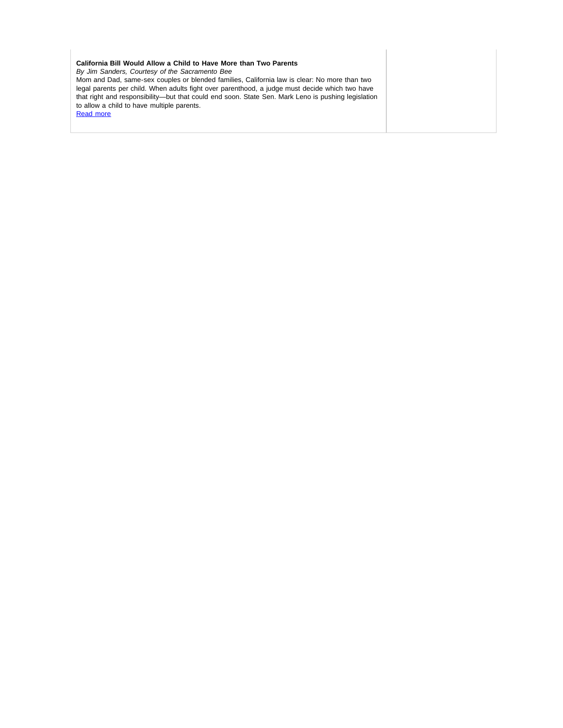**California Bill Would Allow a Child to Have More than Two Parents**

*By Jim Sanders, Courtesy of the Sacramento Bee*

Mom and Dad, same-sex couples or blended families, California law is clear: No more than two legal parents per child. When adults fight over parenthood, a judge must decide which two have that right and responsibility—but that could end soon. State Sen. Mark Leno is pushing legislation to allow a child to have multiple parents.

Read more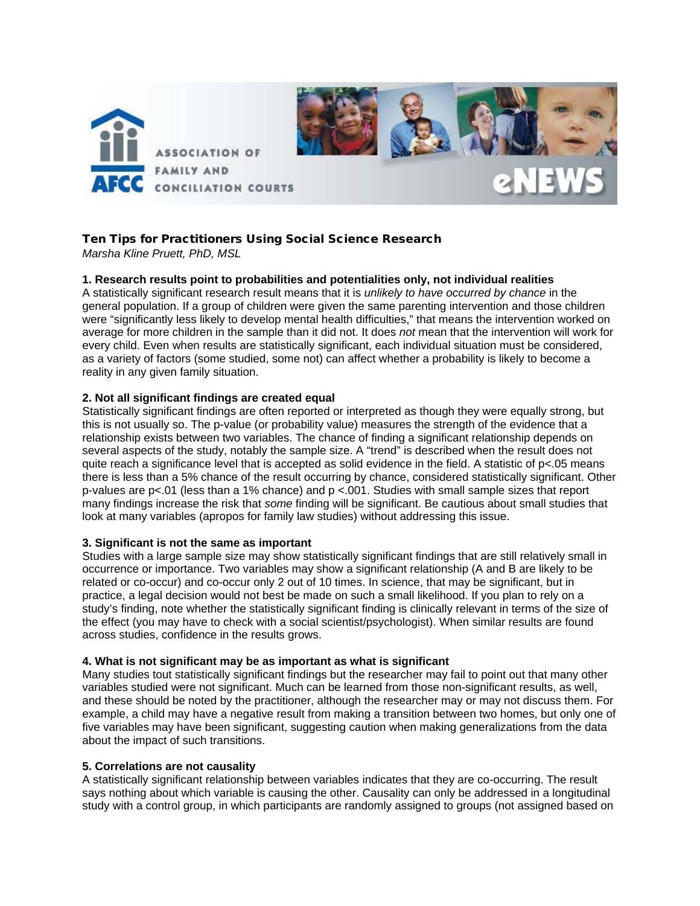# Ten Tips for Practitioners Using Social Science Research

*Marsha Kline Pruett, PhD, MSL*

**1. Research results point to probabilities and potentialities only, not individual realities**

A statistically significant research result means that it is *unlikely to have occurred by chance* in the general population. If a group of children were given the same parenting intervention and those children were "significantly less likely to develop mental health difficulties," that means the intervention worked on average for more children in the sample than it did not. It does *not* mean that the intervention will work for every child. Even when results are statistically significant, each individual situation must be considered, as a variety of factors (some studied, some not) can affect whether a probability is likely to become a reality in any given family situation.

**2. Not all significant findings are created equal**

Statistically significant findings are often reported or interpreted as though they were equally strong, but this is not usually so. The p-value (or probability value) measures the strength of the evidence that a relationship exists between two variables. The chance of finding a significant relationship depends on several aspects of the study, notably the sample size. A "trend" is described when the result does not quite reach a significance level that is accepted as solid evidence in the field. A statistic of $p<.05$ means there is less than a 5% chance of the result occurring by chance, considered statistically significant. Other p-values are $p<.01$ (less than a 1% chance) and $p<.001$. Studies with small sample sizes that report many findings increase the risk that *some* finding will be significant. Be cautious about small studies that look at many variables (apropos for family law studies) without addressing this issue.

**3. Significant is not the same as important**

Studies with a large sample size may show statistically significant findings that are still relatively small in occurrence or importance. Two variables may show a significant relationship (A and B are likely to be related or co-occur) and co-occur only 2 out of 10 times. In science, that may be significant, but in practice, a legal decision would not best be made on such a small likelihood. If you plan to rely on a study's finding, note whether the statistically significant finding is clinically relevant in terms of the size of the effect (you may have to check with a social scientist/psychologist). When similar results are found across studies, confidence in the results grows.

**4. What is not significant may be as important as what is significant**

Many studies tout statistically significant findings but the researcher may fail to point out that many other variables studied were not significant. Much can be learned from those non-significant results, as well, and these should be noted by the practitioner, although the researcher may or may not discuss them. For example, a child may have a negative result from making a transition between two homes, but only one of five variables may have been significant, suggesting caution when making generalizations from the data about the impact of such transitions.

**5. Correlations are not causality**

A statistically significant relationship between variables indicates that they are co-occurring. The result says nothing about which variable is causing the other. Causality can only be addressed in a longitudinal study with a control group, in which participants are randomly assigned to groups (not assigned based on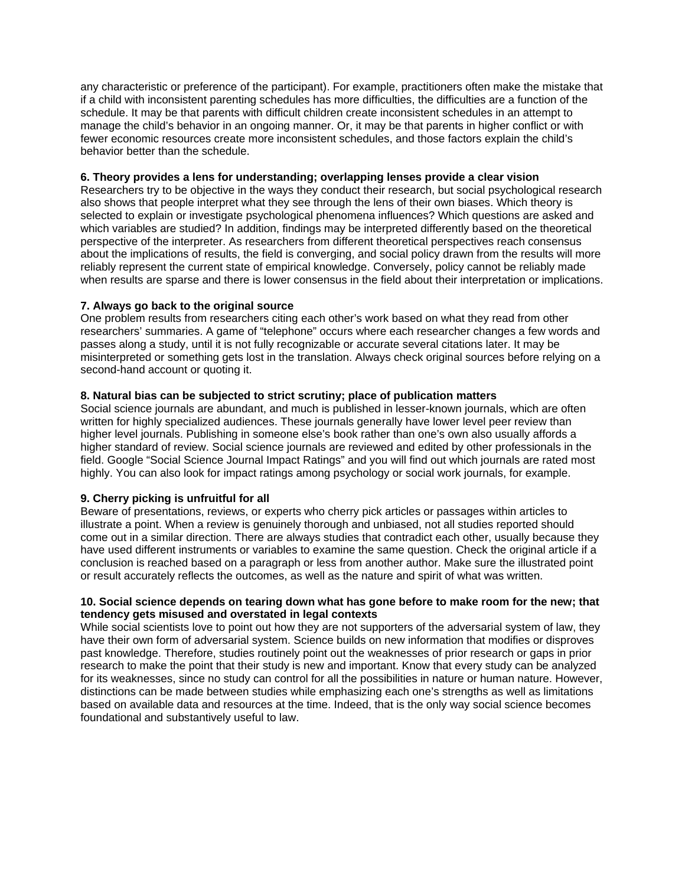any characteristic or preference of the participant). For example, practitioners often make the mistake that if a child with inconsistent parenting schedules has more difficulties, the difficulties are a function of the schedule. It may be that parents with difficult children create inconsistent schedules in an attempt to manage the child's behavior in an ongoing manner. Or, it may be that parents in higher conflict or with fewer economic resources create more inconsistent schedules, and those factors explain the child's behavior better than the schedule.

**6. Theory provides a lens for understanding; overlapping lenses provide a clear vision**

Researchers try to be objective in the ways they conduct their research, but social psychological research also shows that people interpret what they see through the lens of their own biases. Which theory is selected to explain or investigate psychological phenomena influences? Which questions are asked and which variables are studied? In addition, findings may be interpreted differently based on the theoretical perspective of the interpreter. As researchers from different theoretical perspectives reach consensus about the implications of results, the field is converging, and social policy drawn from the results will more reliably represent the current state of empirical knowledge. Conversely, policy cannot be reliably made when results are sparse and there is lower consensus in the field about their interpretation or implications.

**7. Always go back to the original source**

One problem results from researchers citing each other's work based on what they read from other researchers' summaries. A game of "telephone" occurs where each researcher changes a few words and passes along a study, until it is not fully recognizable or accurate several citations later. It may be misinterpreted or something gets lost in the translation. Always check original sources before relying on a second-hand account or quoting it.

**8. Natural bias can be subjected to strict scrutiny; place of publication matters**

Social science journals are abundant, and much is published in lesser-known journals, which are often written for highly specialized audiences. These journals generally have lower level peer review than higher level journals. Publishing in someone else's book rather than one's own also usually affords a higher standard of review. Social science journals are reviewed and edited by other professionals in the field. Google "Social Science Journal Impact Ratings" and you will find out which journals are rated most highly. You can also look for impact ratings among psychology or social work journals, for example.

**9. Cherry picking is unfruitful for all**

Beware of presentations, reviews, or experts who cherry pick articles or passages within articles to illustrate a point. When a review is genuinely thorough and unbiased, not all studies reported should come out in a similar direction. There are always studies that contradict each other, usually because they have used different instruments or variables to examine the same question. Check the original article if a conclusion is reached based on a paragraph or less from another author. Make sure the illustrated point or result accurately reflects the outcomes, as well as the nature and spirit of what was written.

**10. Social science depends on tearing down what has gone before to make room for the new; that tendency gets misused and overstated in legal contexts**

While social scientists love to point out how they are not supporters of the adversarial system of law, they have their own form of adversarial system. Science builds on new information that modifies or disproves past knowledge. Therefore, studies routinely point out the weaknesses of prior research or gaps in prior research to make the point that their study is new and important. Know that every study can be analyzed for its weaknesses, since no study can control for all the possibilities in nature or human nature. However, distinctions can be made between studies while emphasizing each one's strengths as well as limitations based on available data and resources at the time. Indeed, that is the only way social science becomes foundational and substantively useful to law.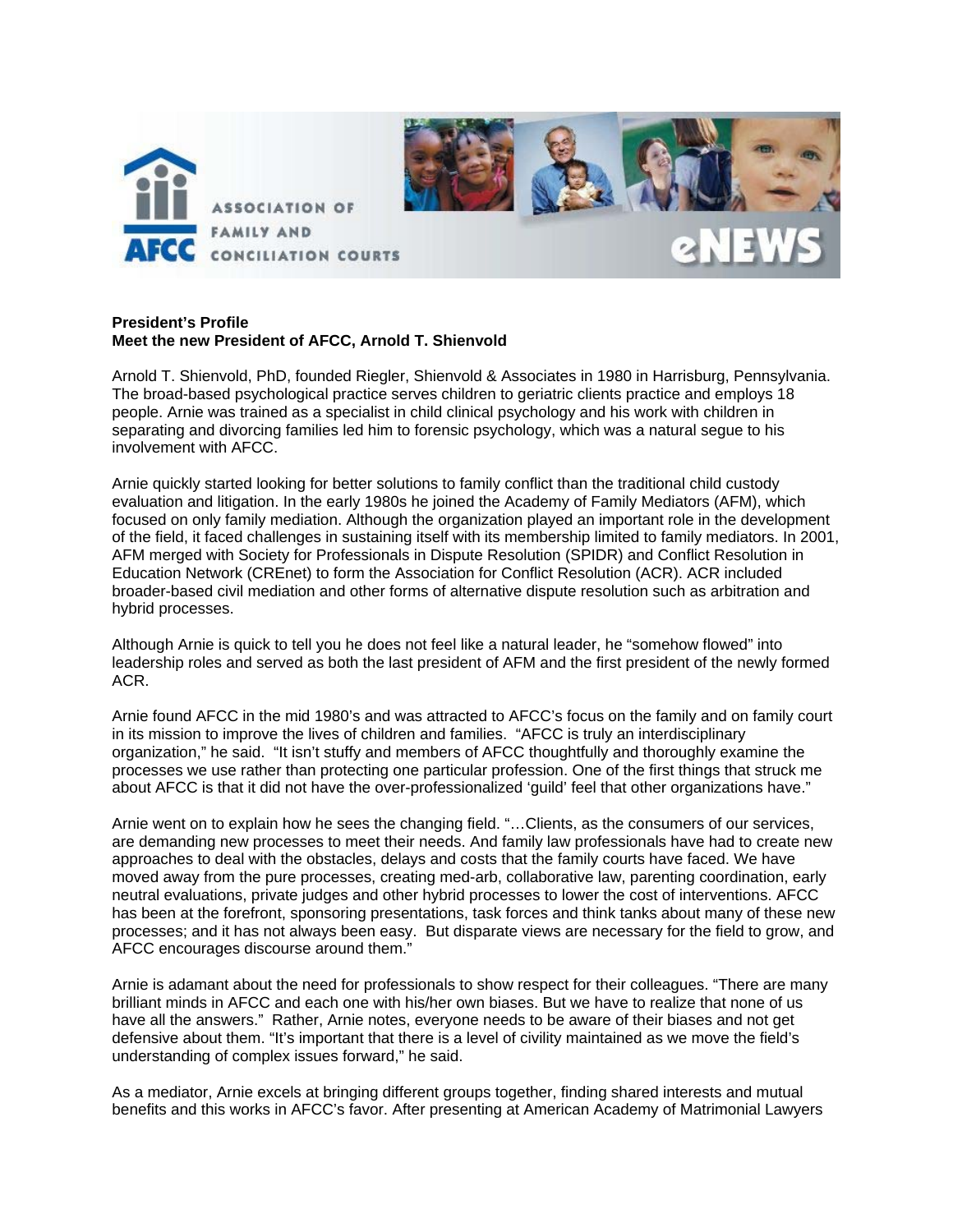**President's Profile**
**Meet the new President of AFCC, Arnold T. Shienvold**

Arnold T. Shienvold, PhD, founded Riegler, Shienvold & Associates in 1980 in Harrisburg, Pennsylvania. The broad-based psychological practice serves children to geriatric clients practice and employs 18 people. Arnie was trained as a specialist in child clinical psychology and his work with children in separating and divorcing families led him to forensic psychology, which was a natural segue to his involvement with AFCC.

Arnie quickly started looking for better solutions to family conflict than the traditional child custody evaluation and litigation. In the early 1980s he joined the Academy of Family Mediators (AFM), which focused on only family mediation. Although the organization played an important role in the development of the field, it faced challenges in sustaining itself with its membership limited to family mediators. In 2001, AFM merged with Society for Professionals in Dispute Resolution (SPIDR) and Conflict Resolution in Education Network (CREnet) to form the Association for Conflict Resolution (ACR). ACR included broader-based civil mediation and other forms of alternative dispute resolution such as arbitration and hybrid processes.

Although Arnie is quick to tell you he does not feel like a natural leader, he "somehow flowed" into leadership roles and served as both the last president of AFM and the first president of the newly formed ACR.

Arnie found AFCC in the mid 1980's and was attracted to AFCC's focus on the family and on family court in its mission to improve the lives of children and families. "AFCC is truly an interdisciplinary organization," he said. "It isn't stuffy and members of AFCC thoughtfully and thoroughly examine the processes we use rather than protecting one particular profession. One of the first things that struck me about AFCC is that it did not have the over-professionalized 'guild' feel that other organizations have."

Arnie went on to explain how he sees the changing field. "…Clients, as the consumers of our services, are demanding new processes to meet their needs. And family law professionals have had to create new approaches to deal with the obstacles, delays and costs that the family courts have faced. We have moved away from the pure processes, creating med-arb, collaborative law, parenting coordination, early neutral evaluations, private judges and other hybrid processes to lower the cost of interventions. AFCC has been at the forefront, sponsoring presentations, task forces and think tanks about many of these new processes; and it has not always been easy. But disparate views are necessary for the field to grow, and AFCC encourages discourse around them."

Arnie is adamant about the need for professionals to show respect for their colleagues. "There are many brilliant minds in AFCC and each one with his/her own biases. But we have to realize that none of us have all the answers." Rather, Arnie notes, everyone needs to be aware of their biases and not get defensive about them. "It's important that there is a level of civility maintained as we move the field's understanding of complex issues forward," he said.

As a mediator, Arnie excels at bringing different groups together, finding shared interests and mutual benefits and this works in AFCC's favor. After presenting at American Academy of Matrimonial Lawyers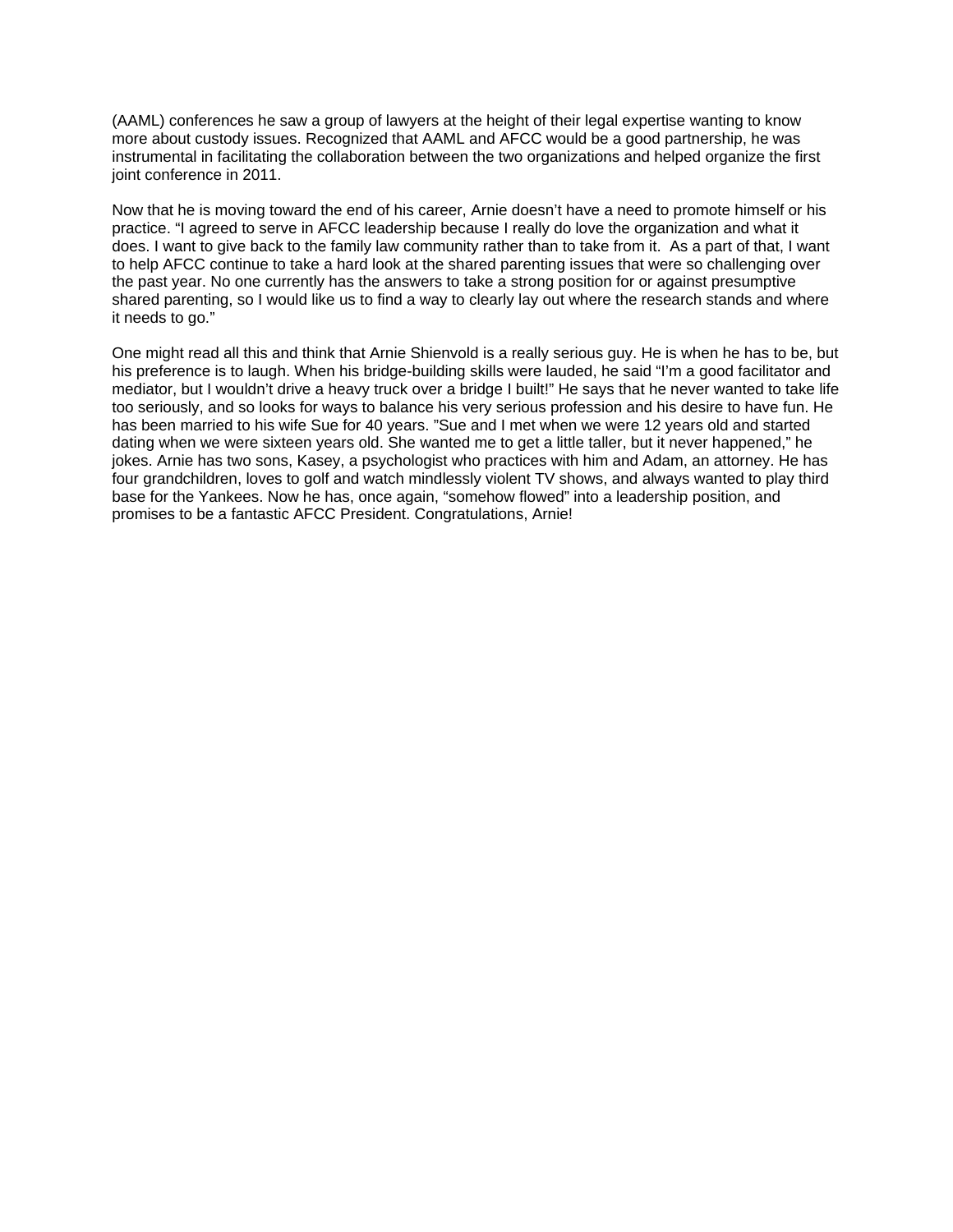(AAML) conferences he saw a group of lawyers at the height of their legal expertise wanting to know more about custody issues. Recognized that AAML and AFCC would be a good partnership, he was instrumental in facilitating the collaboration between the two organizations and helped organize the first joint conference in 2011.

Now that he is moving toward the end of his career, Arnie doesn't have a need to promote himself or his practice. "I agreed to serve in AFCC leadership because I really do love the organization and what it does. I want to give back to the family law community rather than to take from it. As a part of that, I want to help AFCC continue to take a hard look at the shared parenting issues that were so challenging over the past year. No one currently has the answers to take a strong position for or against presumptive shared parenting, so I would like us to find a way to clearly lay out where the research stands and where it needs to go."

One might read all this and think that Arnie Shienvold is a really serious guy. He is when he has to be, but his preference is to laugh. When his bridge-building skills were lauded, he said "I'm a good facilitator and mediator, but I wouldn't drive a heavy truck over a bridge I built!" He says that he never wanted to take life too seriously, and so looks for ways to balance his very serious profession and his desire to have fun. He has been married to his wife Sue for 40 years. "Sue and I met when we were 12 years old and started dating when we were sixteen years old. She wanted me to get a little taller, but it never happened," he jokes. Arnie has two sons, Kasey, a psychologist who practices with him and Adam, an attorney. He has four grandchildren, loves to golf and watch mindlessly violent TV shows, and always wanted to play third base for the Yankees. Now he has, once again, "somehow flowed" into a leadership position, and promises to be a fantastic AFCC President. Congratulations, Arnie!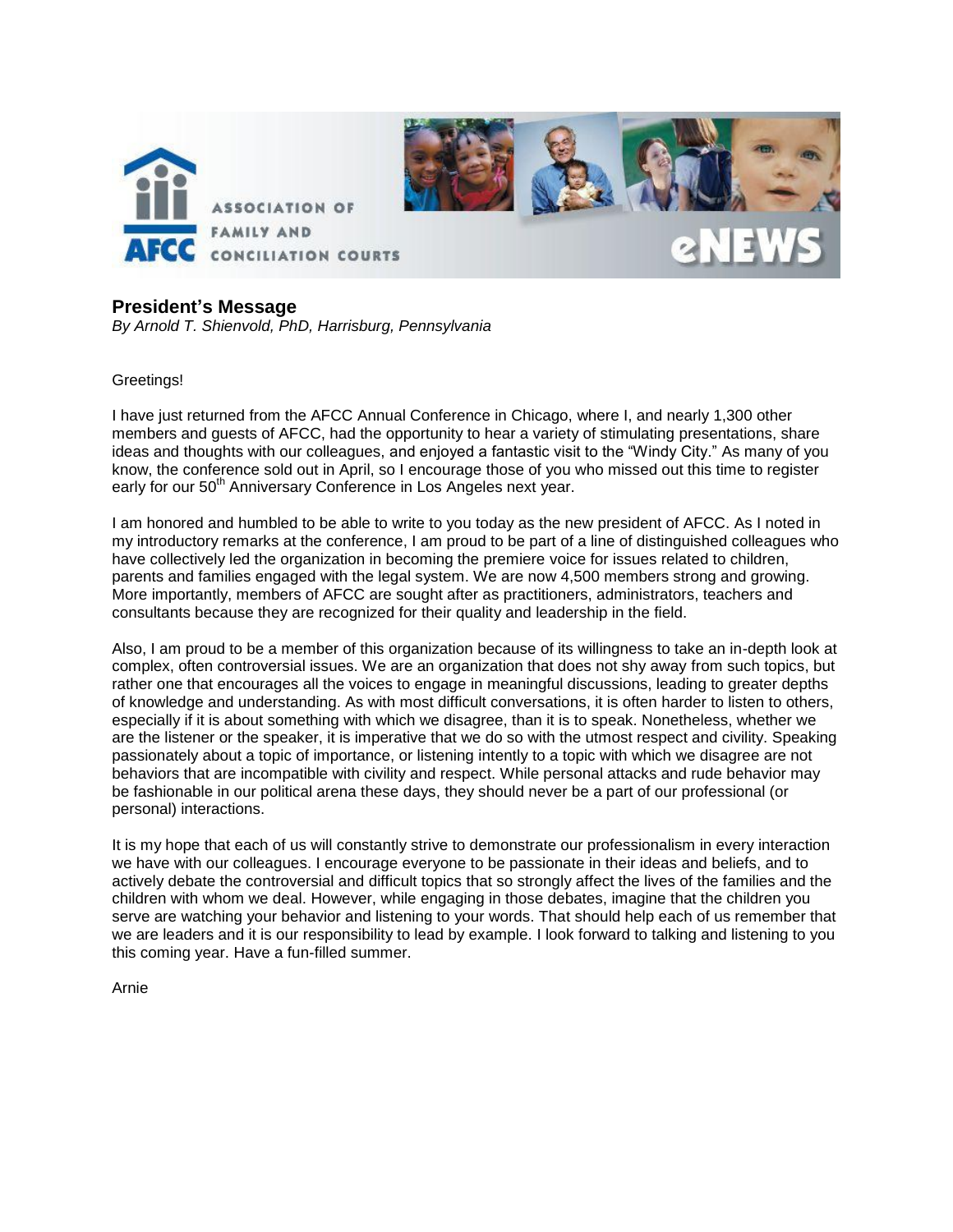# President's Message

*By Arnold T. Shienvold, PhD, Harrisburg, Pennsylvania*

Greetings!

I have just returned from the AFCC Annual Conference in Chicago, where I, and nearly 1,300 other members and guests of AFCC, had the opportunity to hear a variety of stimulating presentations, share ideas and thoughts with our colleagues, and enjoyed a fantastic visit to the "Windy City." As many of you know, the conference sold out in April, so I encourage those of you who missed out this time to register early for our 50th Anniversary Conference in Los Angeles next year.

I am honored and humbled to be able to write to you today as the new president of AFCC. As I noted in my introductory remarks at the conference, I am proud to be part of a line of distinguished colleagues who have collectively led the organization in becoming the premiere voice for issues related to children, parents and families engaged with the legal system. We are now 4,500 members strong and growing. More importantly, members of AFCC are sought after as practitioners, administrators, teachers and consultants because they are recognized for their quality and leadership in the field.

Also, I am proud to be a member of this organization because of its willingness to take an in-depth look at complex, often controversial issues. We are an organization that does not shy away from such topics, but rather one that encourages all the voices to engage in meaningful discussions, leading to greater depths of knowledge and understanding. As with most difficult conversations, it is often harder to listen to others, especially if it is about something with which we disagree, than it is to speak. Nonetheless, whether we are the listener or the speaker, it is imperative that we do so with the utmost respect and civility. Speaking passionately about a topic of importance, or listening intently to a topic with which we disagree are not behaviors that are incompatible with civility and respect. While personal attacks and rude behavior may be fashionable in our political arena these days, they should never be a part of our professional (or personal) interactions.

It is my hope that each of us will constantly strive to demonstrate our professionalism in every interaction we have with our colleagues. I encourage everyone to be passionate in their ideas and beliefs, and to actively debate the controversial and difficult topics that so strongly affect the lives of the families and the children with whom we deal. However, while engaging in those debates, imagine that the children you serve are watching your behavior and listening to your words. That should help each of us remember that we are leaders and it is our responsibility to lead by example. I look forward to talking and listening to you this coming year. Have a fun-filled summer.

Arnie